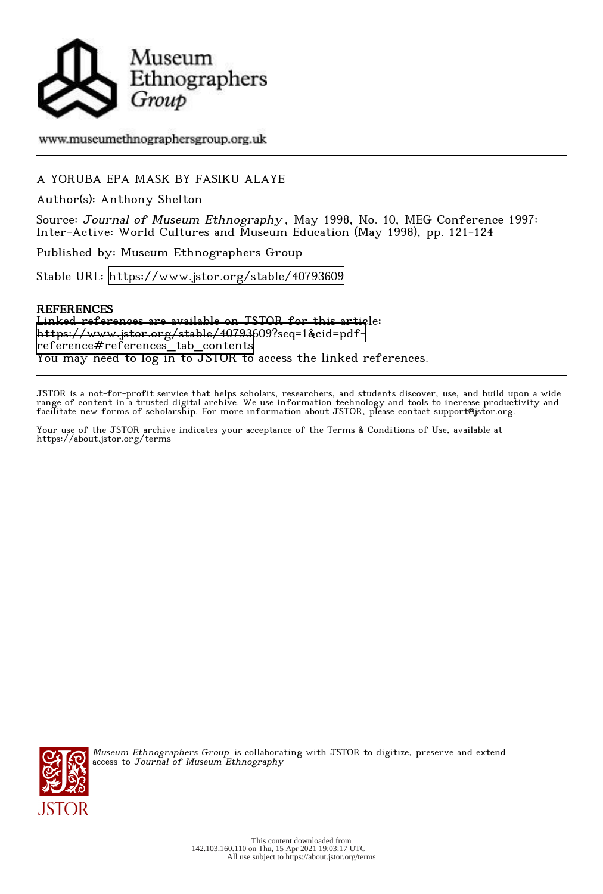Museum Ethnographers Group

www.museumethnographersgroup.org.uk

A YORUBA EPA MASK BY FASIKU ALAYE

Author(s): Anthony Shelton

Source: *Journal of Museum Ethnography*, May 1998, No. 10, MEG Conference 1997: Inter-Active: World Cultures and Museum Education (May 1998), pp. 121-124

Published by: Museum Ethnographers Group

Stable URL: https://www.jstor.org/stable/40793609

**REFERENCES**

Linked references are available on JSTOR for this article:
https://www.jstor.org/stable/40793609?seq=1&cid=pdf-reference#references_tab_contents
You may need to log in to JSTOR to access the linked references.

JSTOR is a not-for-profit service that helps scholars, researchers, and students discover, use, and build upon a wide range of content in a trusted digital archive. We use information technology and tools to increase productivity and facilitate new forms of scholarship. For more information about JSTOR, please contact support@jstor.org.

Your use of the JSTOR archive indicates your acceptance of the Terms & Conditions of Use, available at https://about.jstor.org/terms

*Museum Ethnographers Group* is collaborating with JSTOR to digitize, preserve and extend access to *Journal of Museum Ethnography*

This content downloaded from 142.103.160.110 on Thu, 15 Apr 2021 19:03:17 UTC
All use subject to https://about.jstor.org/terms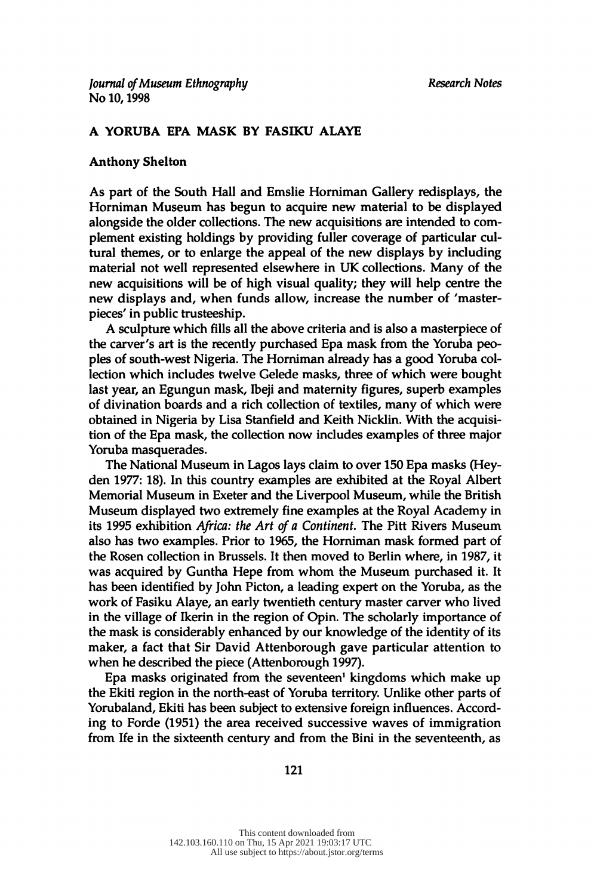# A YORUBA EPA MASK BY FASIKU ALAYE

**Anthony Shelton**

As part of the South Hall and Emslie Horniman Gallery redisplays, the Horniman Museum has begun to acquire new material to be displayed alongside the older collections. The new acquisitions are intended to complement existing holdings by providing fuller coverage of particular cultural themes, or to enlarge the appeal of the new displays by including material not well represented elsewhere in UK collections. Many of the new acquisitions will be of high visual quality; they will help centre the new displays and, when funds allow, increase the number of 'masterpieces' in public trusteeship.

A sculpture which fills all the above criteria and is also a masterpiece of the carver's art is the recently purchased Epa mask from the Yoruba peoples of south-west Nigeria. The Horniman already has a good Yoruba collection which includes twelve Gelede masks, three of which were bought last year, an Egungun mask, Ibeji and maternity figures, superb examples of divination boards and a rich collection of textiles, many of which were obtained in Nigeria by Lisa Stanfield and Keith Nicklin. With the acquisition of the Epa mask, the collection now includes examples of three major Yoruba masquerades.

The National Museum in Lagos lays claim to over 150 Epa masks (Heyden 1977: 18). In this country examples are exhibited at the Royal Albert Memorial Museum in Exeter and the Liverpool Museum, while the British Museum displayed two extremely fine examples at the Royal Academy in its 1995 exhibition *Africa: the Art of a Continent*. The Pitt Rivers Museum also has two examples. Prior to 1965, the Horniman mask formed part of the Rosen collection in Brussels. It then moved to Berlin where, in 1987, it was acquired by Guntha Hepe from whom the Museum purchased it. It has been identified by John Picton, a leading expert on the Yoruba, as the work of Fasiku Alaye, an early twentieth century master carver who lived in the village of Ikerin in the region of Opin. The scholarly importance of the mask is considerably enhanced by our knowledge of the identity of its maker, a fact that Sir David Attenborough gave particular attention to when he described the piece (Attenborough 1997).

Epa masks originated from the seventeen[1] kingdoms which make up the Ekiti region in the north-east of Yoruba territory. Unlike other parts of Yorubaland, Ekiti has been subject to extensive foreign influences. According to Forde (1951) the area received successive waves of immigration from Ife in the sixteenth century and from the Bini in the seventeenth, as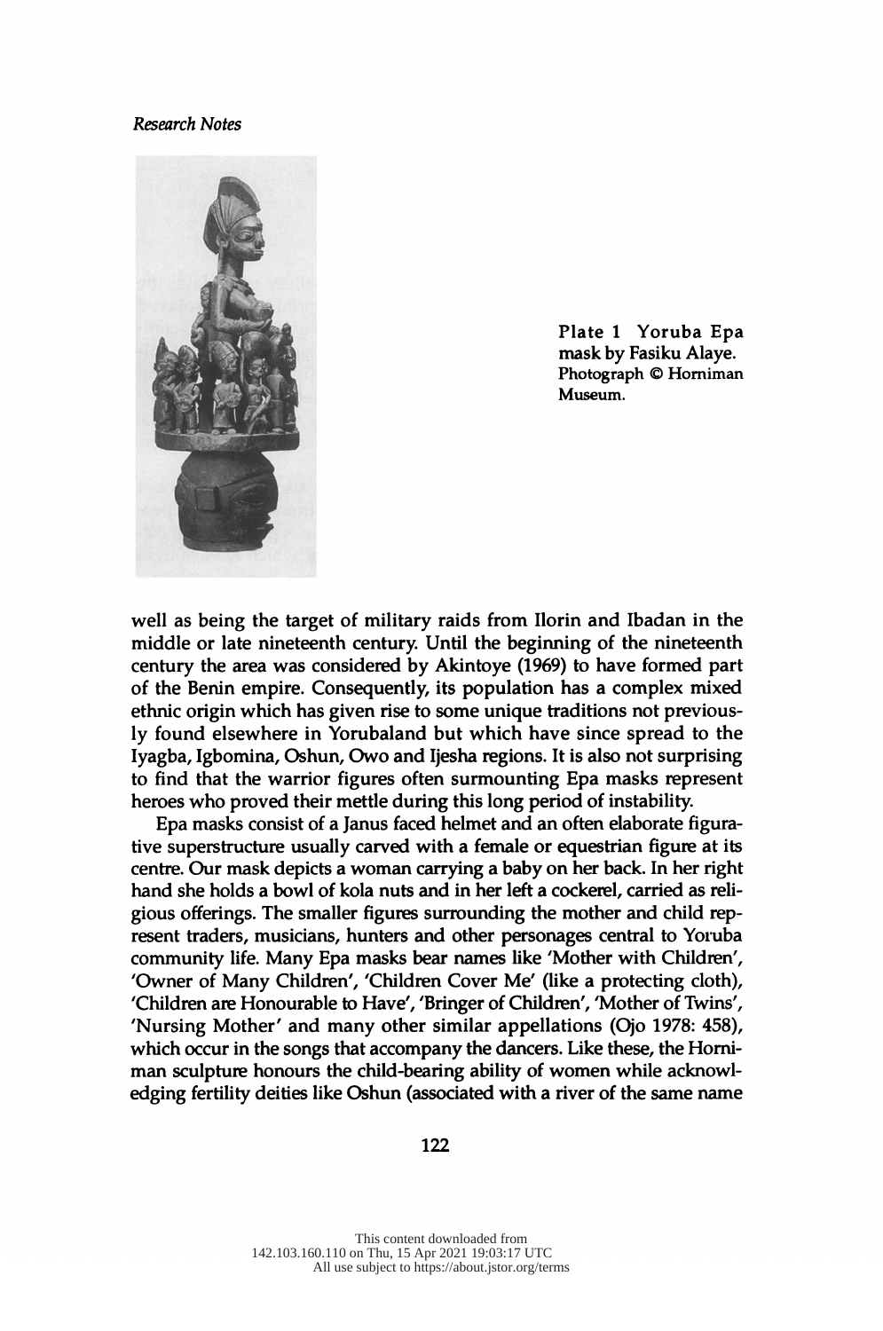Plate 1 Yoruba Epa mask by Fasiku Alaye. Photograph © Horniman Museum.

well as being the target of military raids from Ilorin and Ibadan in the middle or late nineteenth century. Until the beginning of the nineteenth century the area was considered by Akintoye (1969) to have formed part of the Benin empire. Consequently, its population has a complex mixed ethnic origin which has given rise to some unique traditions not previously found elsewhere in Yorubaland but which have since spread to the Iyagba, Igbomina, Oshun, Owo and Ijesha regions. It is also not surprising to find that the warrior figures often surmounting Epa masks represent heroes who proved their mettle during this long period of instability.

Epa masks consist of a Janus faced helmet and an often elaborate figurative superstructure usually carved with a female or equestrian figure at its centre. Our mask depicts a woman carrying a baby on her back. In her right hand she holds a bowl of kola nuts and in her left a cockerel, carried as religious offerings. The smaller figures surrounding the mother and child represent traders, musicians, hunters and other personages central to Yoruba community life. Many Epa masks bear names like 'Mother with Children', 'Owner of Many Children', 'Children Cover Me' (like a protecting cloth), 'Children are Honourable to Have', 'Bringer of Children', 'Mother of Twins', 'Nursing Mother' and many other similar appellations (Ojo 1978: 458), which occur in the songs that accompany the dancers. Like these, the Horniman sculpture honours the child-bearing ability of women while acknowledging fertility deities like Oshun (associated with a river of the same name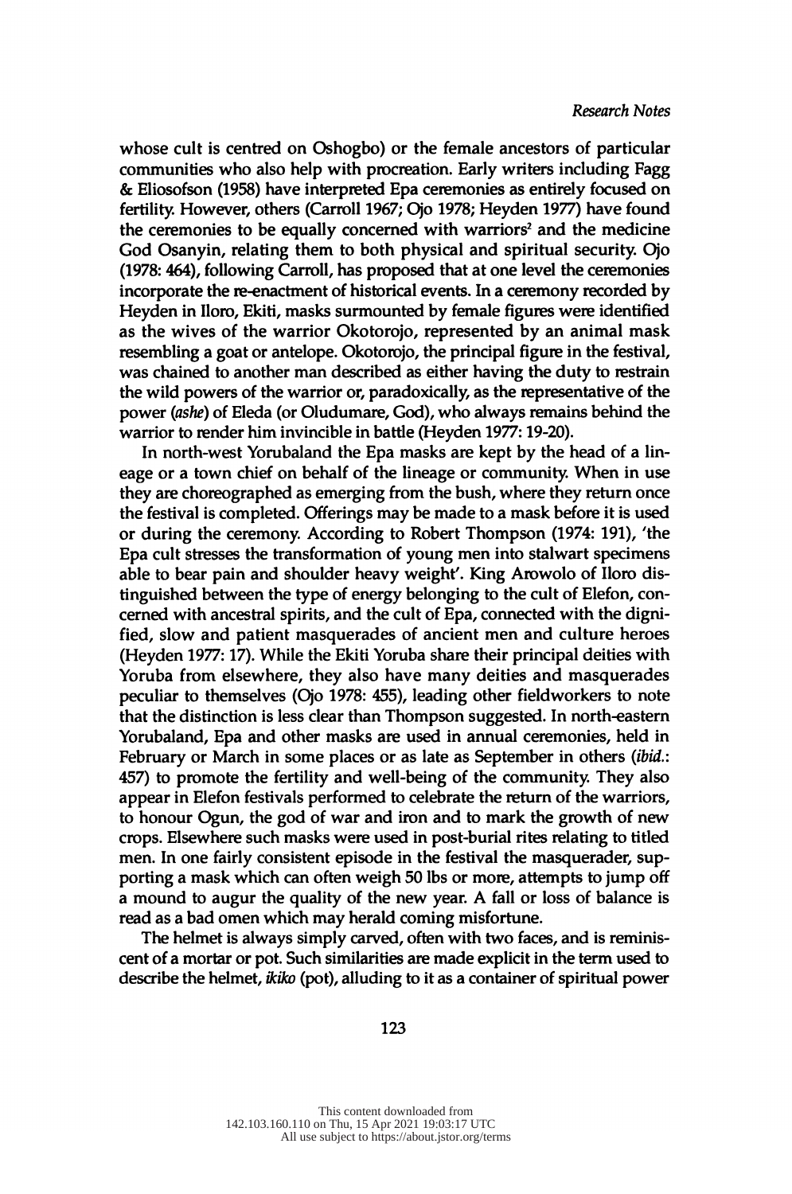whose cult is centred on Oshogbo) or the female ancestors of particular communities who also help with procreation. Early writers including Fagg & Eliosofson (1958) have interpreted Epa ceremonies as entirely focused on fertility. However, others (Carroll 1967; Ojo 1978; Heyden 1977) have found the ceremonies to be equally concerned with warriors[2] and the medicine God Osanyin, relating them to both physical and spiritual security. Ojo (1978: 464), following Carroll, has proposed that at one level the ceremonies incorporate the re-enactment of historical events. In a ceremony recorded by Heyden in Iloro, Ekiti, masks surmounted by female figures were identified as the wives of the warrior Okotorojo, represented by an animal mask resembling a goat or antelope. Okotorojo, the principal figure in the festival, was chained to another man described as either having the duty to restrain the wild powers of the warrior or, paradoxically, as the representative of the power (*ashe*) of Eleda (or Oludumare, God), who always remains behind the warrior to render him invincible in battle (Heyden 1977: 19-20).

In north-west Yorubaland the Epa masks are kept by the head of a lineage or a town chief on behalf of the lineage or community. When in use they are choreographed as emerging from the bush, where they return once the festival is completed. Offerings may be made to a mask before it is used or during the ceremony. According to Robert Thompson (1974: 191), 'the Epa cult stresses the transformation of young men into stalwart specimens able to bear pain and shoulder heavy weight'. King Arowolo of Iloro distinguished between the type of energy belonging to the cult of Elefon, concerned with ancestral spirits, and the cult of Epa, connected with the dignified, slow and patient masquerades of ancient men and culture heroes (Heyden 1977: 17). While the Ekiti Yoruba share their principal deities with Yoruba from elsewhere, they also have many deities and masquerades peculiar to themselves (Ojo 1978: 455), leading other fieldworkers to note that the distinction is less clear than Thompson suggested. In north-eastern Yorubaland, Epa and other masks are used in annual ceremonies, held in February or March in some places or as late as September in others (*ibid.*: 457) to promote the fertility and well-being of the community. They also appear in Elefon festivals performed to celebrate the return of the warriors, to honour Ogun, the god of war and iron and to mark the growth of new crops. Elsewhere such masks were used in post-burial rites relating to titled men. In one fairly consistent episode in the festival the masquerader, supporting a mask which can often weigh 50 lbs or more, attempts to jump off a mound to augur the quality of the new year. A fall or loss of balance is read as a bad omen which may herald coming misfortune.

The helmet is always simply carved, often with two faces, and is reminiscent of a mortar or pot. Such similarities are made explicit in the term used to describe the helmet, *ikiko* (pot), alluding to it as a container of spiritual power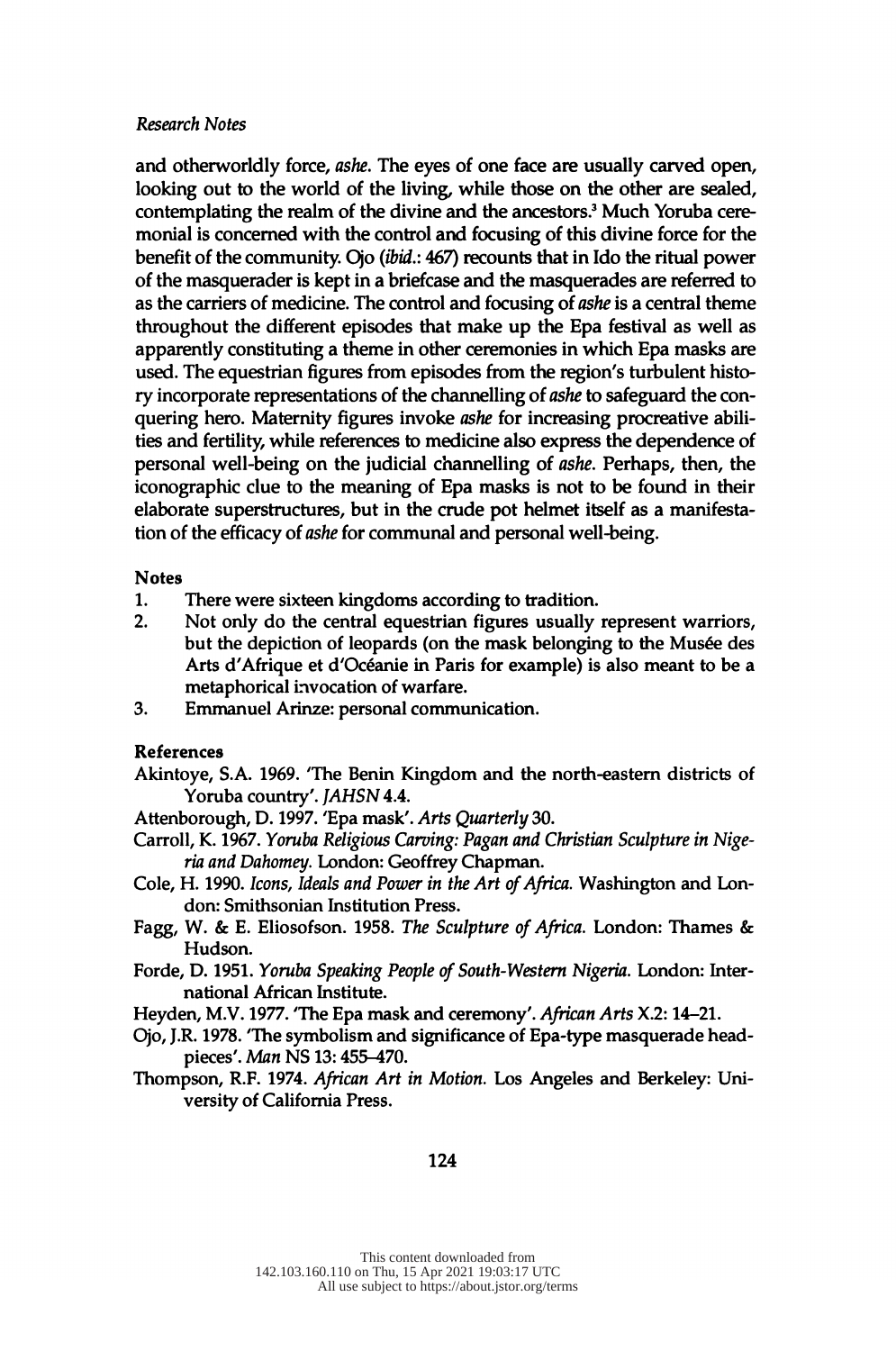and otherworldly force, *ashe*. The eyes of one face are usually carved open, looking out to the world of the living, while those on the other are sealed, contemplating the realm of the divine and the ancestors.[3] Much Yoruba ceremonial is concerned with the control and focusing of this divine force for the benefit of the community. Ojo (*ibid.*: 467) recounts that in Ido the ritual power of the masquerader is kept in a briefcase and the masquerades are referred to as the carriers of medicine. The control and focusing of *ashe* is a central theme throughout the different episodes that make up the Epa festival as well as apparently constituting a theme in other ceremonies in which Epa masks are used. The equestrian figures from episodes from the region's turbulent history incorporate representations of the channelling of *ashe* to safeguard the conquering hero. Maternity figures invoke *ashe* for increasing procreative abilities and fertility, while references to medicine also express the dependence of personal well-being on the judicial channelling of *ashe*. Perhaps, then, the iconographic clue to the meaning of Epa masks is not to be found in their elaborate superstructures, but in the crude pot helmet itself as a manifestation of the efficacy of *ashe* for communal and personal well-being.

**Notes**

1. There were sixteen kingdoms according to tradition.
2. Not only do the central equestrian figures usually represent warriors, but the depiction of leopards (on the mask belonging to the Musée des Arts d'Afrique et d'Océanie in Paris for example) is also meant to be a metaphorical invocation of warfare.
3. Emmanuel Arinze: personal communication.

**References**

Akintoye, S.A. 1969. 'The Benin Kingdom and the north-eastern districts of Yoruba country'. *JAHSN* 4.4.

Attenborough, D. 1997. 'Epa mask'. *Arts Quarterly* 30.

Carroll, K. 1967. *Yoruba Religious Carving: Pagan and Christian Sculpture in Nigeria and Dahomey*. London: Geoffrey Chapman.

Cole, H. 1990. *Icons, Ideals and Power in the Art of Africa*. Washington and London: Smithsonian Institution Press.

Fagg, W. & E. Eliosofson. 1958. *The Sculpture of Africa*. London: Thames & Hudson.

Forde, D. 1951. *Yoruba Speaking People of South-Western Nigeria*. London: International African Institute.

Heyden, M.V. 1977. 'The Epa mask and ceremony'. *African Arts* X.2: 14–21.

Ojo, J.R. 1978. 'The symbolism and significance of Epa-type masquerade headpieces'. *Man* NS 13: 455–470.

Thompson, R.F. 1974. *African Art in Motion*. Los Angeles and Berkeley: University of California Press.